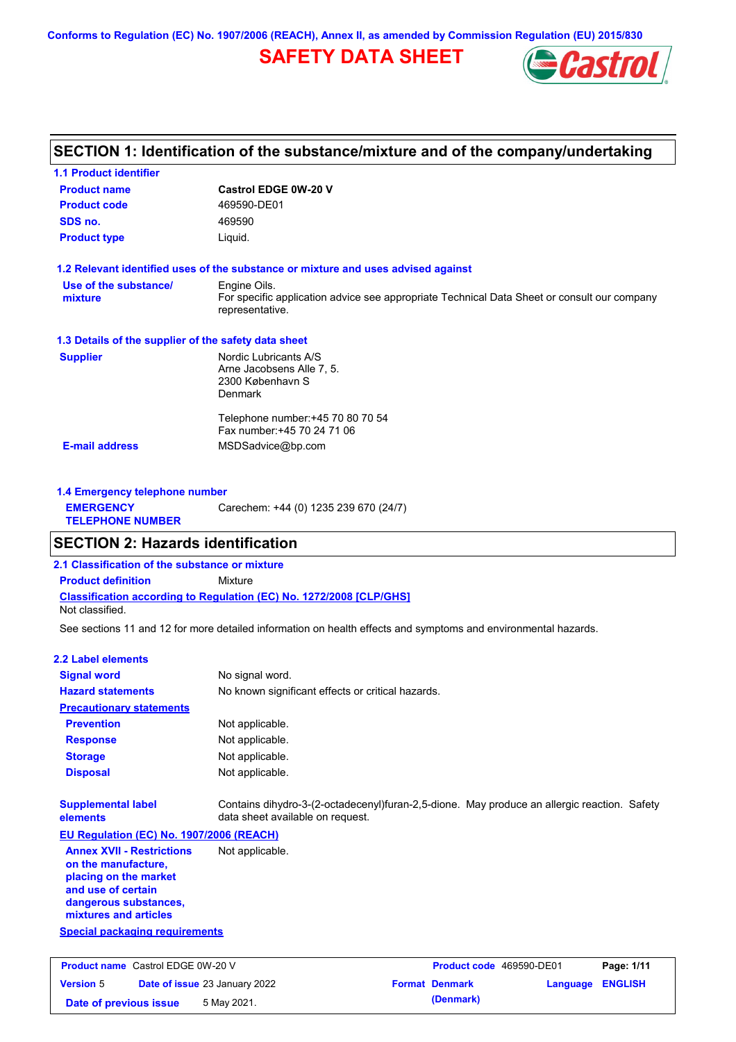Conforms to Regulation (EC) No. 1907/2006 (REACH), Annex II, as amended by Commission Regulation (EU) 2015/830

# SAFETY DATA SHEET

## SECTION 1: Identification of the substance/mixture and of the company/undertaking

### 1.1 Product identifier

| | |
|---|---|
| **Product name** | **Castrol EDGE 0W-20 V** |
| **Product code** | 469590-DE01 |
| **SDS no.** | 469590 |
| **Product type** | Liquid. |

### 1.2 Relevant identified uses of the substance or mixture and uses advised against

**Use of the substance/ mixture**
Engine Oils.
For specific application advice see appropriate Technical Data Sheet or consult our company representative.

### 1.3 Details of the supplier of the safety data sheet

**Supplier**
Nordic Lubricants A/S
Arne Jacobsens Alle 7, 5.
2300 København S
Denmark

Telephone number:+45 70 80 70 54
Fax number:+45 70 24 71 06

**E-mail address** MSDSadvice@bp.com

### 1.4 Emergency telephone number

**EMERGENCY TELEPHONE NUMBER** Carechem: +44 (0) 1235 239 670 (24/7)

## SECTION 2: Hazards identification

### 2.1 Classification of the substance or mixture

**Product definition** Mixture

**Classification according to Regulation (EC) No. 1272/2008 [CLP/GHS]**
Not classified.

See sections 11 and 12 for more detailed information on health effects and symptoms and environmental hazards.

### 2.2 Label elements

| | |
|---|---|
| **Signal word** | No signal word. |
| **Hazard statements** | No known significant effects or critical hazards. |

**Precautionary statements**

| | |
|---|---|
| **Prevention** | Not applicable. |
| **Response** | Not applicable. |
| **Storage** | Not applicable. |
| **Disposal** | Not applicable. |

**Supplemental label elements** Contains dihydro-3-(2-octadecenyl)furan-2,5-dione. May produce an allergic reaction. Safety data sheet available on request.

**EU Regulation (EC) No. 1907/2006 (REACH)**

**Annex XVII - Restrictions on the manufacture, placing on the market and use of certain dangerous substances, mixtures and articles** Not applicable.

**Special packaging requirements**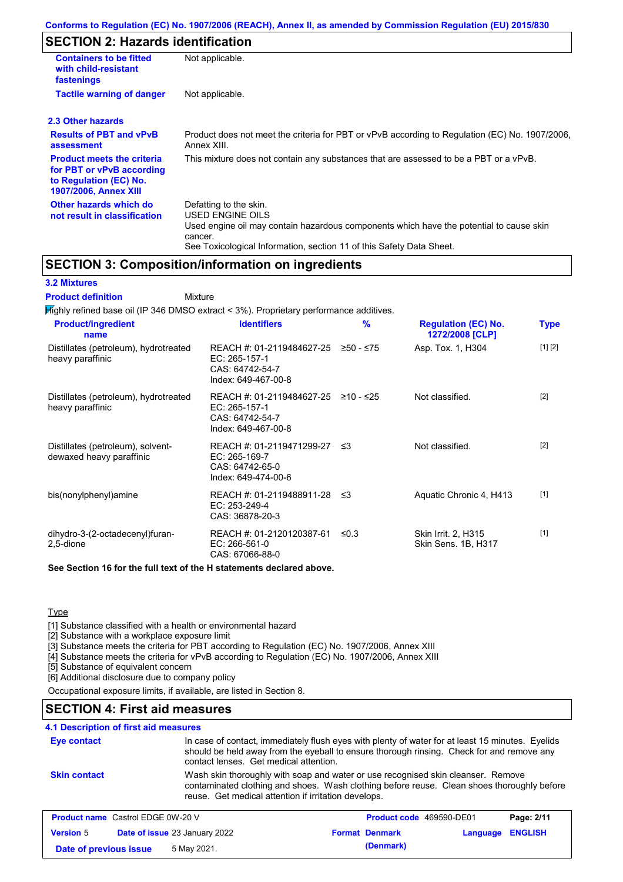## SECTION 2: Hazards identification

| | |
|---|---|
| **Containers to be fitted with child-resistant fastenings** | Not applicable. |
| **Tactile warning of danger** | Not applicable. |

### 2.3 Other hazards

| | |
|---|---|
| **Results of PBT and vPvB assessment** | Product does not meet the criteria for PBT or vPvB according to Regulation (EC) No. 1907/2006, Annex XIII. |
| **Product meets the criteria for PBT or vPvB according to Regulation (EC) No. 1907/2006, Annex XIII** | This mixture does not contain any substances that are assessed to be a PBT or a vPvB. |
| **Other hazards which do not result in classification** | Defatting to the skin.<br>USED ENGINE OILS<br>Used engine oil may contain hazardous components which have the potential to cause skin cancer.<br>See Toxicological Information, section 11 of this Safety Data Sheet. |

## SECTION 3: Composition/information on ingredients

### 3.2 Mixtures

**Product definition** Mixture

Highly refined base oil (IP 346 DMSO extract < 3%). Proprietary performance additives.

| Product/ingredient name | Identifiers | % | Regulation (EC) No. 1272/2008 [CLP] | Type |
|---|---|---|---|---|
| Distillates (petroleum), hydrotreated heavy paraffinic | REACH #: 01-2119484627-25<br>EC: 265-157-1<br>CAS: 64742-54-7<br>Index: 649-467-00-8 | ≥50 - ≤75 | Asp. Tox. 1, H304 | [1] [2] |
| Distillates (petroleum), hydrotreated heavy paraffinic | REACH #: 01-2119484627-25<br>EC: 265-157-1<br>CAS: 64742-54-7<br>Index: 649-467-00-8 | ≥10 - ≤25 | Not classified. | [2] |
| Distillates (petroleum), solvent-dewaxed heavy paraffinic | REACH #: 01-2119471299-27<br>EC: 265-169-7<br>CAS: 64742-65-0<br>Index: 649-474-00-6 | ≤3 | Not classified. | [2] |
| bis(nonylphenyl)amine | REACH #: 01-2119488911-28<br>EC: 253-249-4<br>CAS: 36878-20-3 | ≤3 | Aquatic Chronic 4, H413 | [1] |
| dihydro-3-(2-octadecenyl)furan-2,5-dione | REACH #: 01-2120120387-61<br>EC: 266-561-0<br>CAS: 67066-88-0 | ≤0.3 | Skin Irrit. 2, H315<br>Skin Sens. 1B, H317 | [1] |

**See Section 16 for the full text of the H statements declared above.**

Type

[1] Substance classified with a health or environmental hazard
[2] Substance with a workplace exposure limit
[3] Substance meets the criteria for PBT according to Regulation (EC) No. 1907/2006, Annex XIII
[4] Substance meets the criteria for vPvB according to Regulation (EC) No. 1907/2006, Annex XIII
[5] Substance of equivalent concern
[6] Additional disclosure due to company policy

Occupational exposure limits, if available, are listed in Section 8.

## SECTION 4: First aid measures

### 4.1 Description of first aid measures

| | |
|---|---|
| **Eye contact** | In case of contact, immediately flush eyes with plenty of water for at least 15 minutes. Eyelids should be held away from the eyeball to ensure thorough rinsing. Check for and remove any contact lenses. Get medical attention. |
| **Skin contact** | Wash skin thoroughly with soap and water or use recognised skin cleanser. Remove contaminated clothing and shoes. Wash clothing before reuse. Clean shoes thoroughly before reuse. Get medical attention if irritation develops. |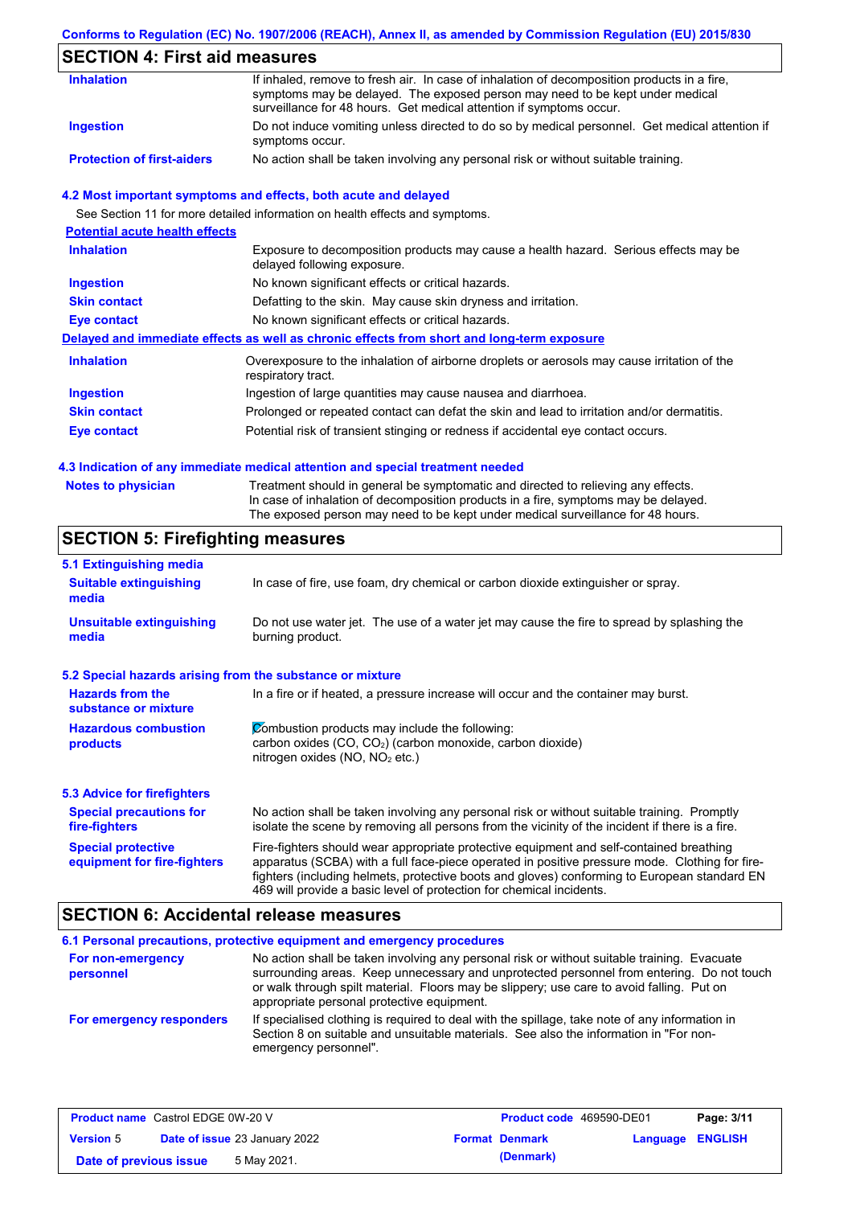## SECTION 4: First aid measures

| | |
|---|---|
| **Inhalation** | If inhaled, remove to fresh air. In case of inhalation of decomposition products in a fire, symptoms may be delayed. The exposed person may need to be kept under medical surveillance for 48 hours. Get medical attention if symptoms occur. |
| **Ingestion** | Do not induce vomiting unless directed to do so by medical personnel. Get medical attention if symptoms occur. |
| **Protection of first-aiders** | No action shall be taken involving any personal risk or without suitable training. |

### 4.2 Most important symptoms and effects, both acute and delayed

See Section 11 for more detailed information on health effects and symptoms.

**Potential acute health effects**

| | |
|---|---|
| **Inhalation** | Exposure to decomposition products may cause a health hazard. Serious effects may be delayed following exposure. |
| **Ingestion** | No known significant effects or critical hazards. |
| **Skin contact** | Defatting to the skin. May cause skin dryness and irritation. |
| **Eye contact** | No known significant effects or critical hazards. |

**Delayed and immediate effects as well as chronic effects from short and long-term exposure**

| | |
|---|---|
| **Inhalation** | Overexposure to the inhalation of airborne droplets or aerosols may cause irritation of the respiratory tract. |
| **Ingestion** | Ingestion of large quantities may cause nausea and diarrhoea. |
| **Skin contact** | Prolonged or repeated contact can defat the skin and lead to irritation and/or dermatitis. |
| **Eye contact** | Potential risk of transient stinging or redness if accidental eye contact occurs. |

### 4.3 Indication of any immediate medical attention and special treatment needed

| | |
|---|---|
| **Notes to physician** | Treatment should in general be symptomatic and directed to relieving any effects. In case of inhalation of decomposition products in a fire, symptoms may be delayed. The exposed person may need to be kept under medical surveillance for 48 hours. |

## SECTION 5: Firefighting measures

### 5.1 Extinguishing media

| | |
|---|---|
| **Suitable extinguishing media** | In case of fire, use foam, dry chemical or carbon dioxide extinguisher or spray. |
| **Unsuitable extinguishing media** | Do not use water jet. The use of a water jet may cause the fire to spread by splashing the burning product. |

### 5.2 Special hazards arising from the substance or mixture

| | |
|---|---|
| **Hazards from the substance or mixture** | In a fire or if heated, a pressure increase will occur and the container may burst. |
| **Hazardous combustion products** | Combustion products may include the following: carbon oxides (CO, $CO_2$) (carbon monoxide, carbon dioxide) nitrogen oxides (NO, $NO_2$ etc.) |

### 5.3 Advice for firefighters

| | |
|---|---|
| **Special precautions for fire-fighters** | No action shall be taken involving any personal risk or without suitable training. Promptly isolate the scene by removing all persons from the vicinity of the incident if there is a fire. |
| **Special protective equipment for fire-fighters** | Fire-fighters should wear appropriate protective equipment and self-contained breathing apparatus (SCBA) with a full face-piece operated in positive pressure mode. Clothing for fire-fighters (including helmets, protective boots and gloves) conforming to European standard EN 469 will provide a basic level of protection for chemical incidents. |

## SECTION 6: Accidental release measures

### 6.1 Personal precautions, protective equipment and emergency procedures

| | |
|---|---|
| **For non-emergency personnel** | No action shall be taken involving any personal risk or without suitable training. Evacuate surrounding areas. Keep unnecessary and unprotected personnel from entering. Do not touch or walk through spilt material. Floors may be slippery; use care to avoid falling. Put on appropriate personal protective equipment. |
| **For emergency responders** | If specialised clothing is required to deal with the spillage, take note of any information in Section 8 on suitable and unsuitable materials. See also the information in "For non-emergency personnel". |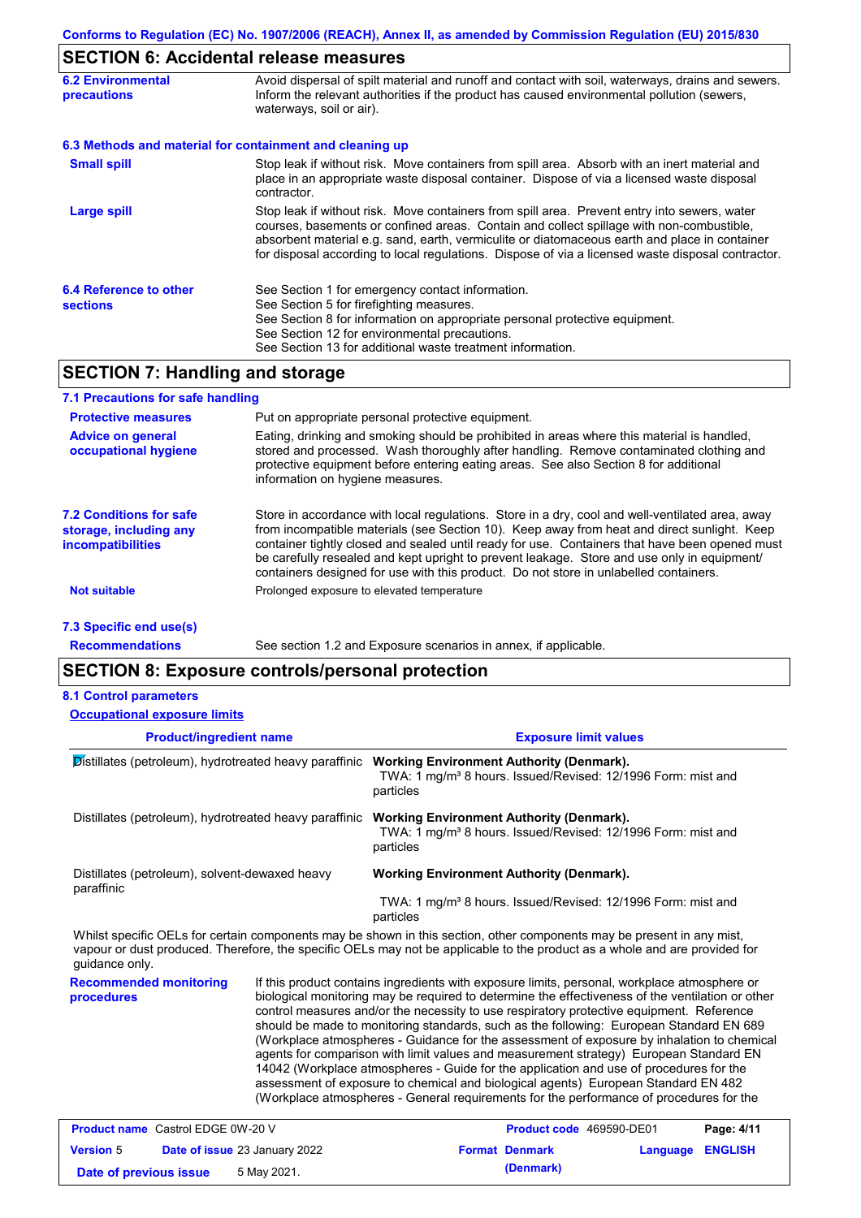## SECTION 6: Accidental release measures

**6.2 Environmental precautions**

Avoid dispersal of spilt material and runoff and contact with soil, waterways, drains and sewers. Inform the relevant authorities if the product has caused environmental pollution (sewers, waterways, soil or air).

**6.3 Methods and material for containment and cleaning up**

**Small spill**

Stop leak if without risk. Move containers from spill area. Absorb with an inert material and place in an appropriate waste disposal container. Dispose of via a licensed waste disposal contractor.

**Large spill**

Stop leak if without risk. Move containers from spill area. Prevent entry into sewers, water courses, basements or confined areas. Contain and collect spillage with non-combustible, absorbent material e.g. sand, earth, vermiculite or diatomaceous earth and place in container for disposal according to local regulations. Dispose of via a licensed waste disposal contractor.

**6.4 Reference to other sections**

See Section 1 for emergency contact information.
See Section 5 for firefighting measures.
See Section 8 for information on appropriate personal protective equipment.
See Section 12 for environmental precautions.
See Section 13 for additional waste treatment information.

## SECTION 7: Handling and storage

**7.1 Precautions for safe handling**

**Protective measures**

Put on appropriate personal protective equipment.

**Advice on general occupational hygiene**

Eating, drinking and smoking should be prohibited in areas where this material is handled, stored and processed. Wash thoroughly after handling. Remove contaminated clothing and protective equipment before entering eating areas. See also Section 8 for additional information on hygiene measures.

**7.2 Conditions for safe storage, including any incompatibilities**

Store in accordance with local regulations. Store in a dry, cool and well-ventilated area, away from incompatible materials (see Section 10). Keep away from heat and direct sunlight. Keep container tightly closed and sealed until ready for use. Containers that have been opened must be carefully resealed and kept upright to prevent leakage. Store and use only in equipment/ containers designed for use with this product. Do not store in unlabelled containers.

**Not suitable**

Prolonged exposure to elevated temperature

**7.3 Specific end use(s)**

**Recommendations**

See section 1.2 and Exposure scenarios in annex, if applicable.

## SECTION 8: Exposure controls/personal protection

**8.1 Control parameters**

**Occupational exposure limits**

| Product/ingredient name | Exposure limit values |
|---|---|
| Distillates (petroleum), hydrotreated heavy paraffinic | **Working Environment Authority (Denmark).** TWA: 1 mg/m³ 8 hours. Issued/Revised: 12/1996 Form: mist and particles |
| Distillates (petroleum), hydrotreated heavy paraffinic | **Working Environment Authority (Denmark).** TWA: 1 mg/m³ 8 hours. Issued/Revised: 12/1996 Form: mist and particles |
| Distillates (petroleum), solvent-dewaxed heavy paraffinic | **Working Environment Authority (Denmark).** TWA: 1 mg/m³ 8 hours. Issued/Revised: 12/1996 Form: mist and particles |

Whilst specific OELs for certain components may be shown in this section, other components may be present in any mist, vapour or dust produced. Therefore, the specific OELs may not be applicable to the product as a whole and are provided for guidance only.

**Recommended monitoring procedures**

If this product contains ingredients with exposure limits, personal, workplace atmosphere or biological monitoring may be required to determine the effectiveness of the ventilation or other control measures and/or the necessity to use respiratory protective equipment. Reference should be made to monitoring standards, such as the following: European Standard EN 689 (Workplace atmospheres - Guidance for the assessment of exposure by inhalation to chemical agents for comparison with limit values and measurement strategy) European Standard EN 14042 (Workplace atmospheres - Guide for the application and use of procedures for the assessment of exposure to chemical and biological agents) European Standard EN 482 (Workplace atmospheres - General requirements for the performance of procedures for the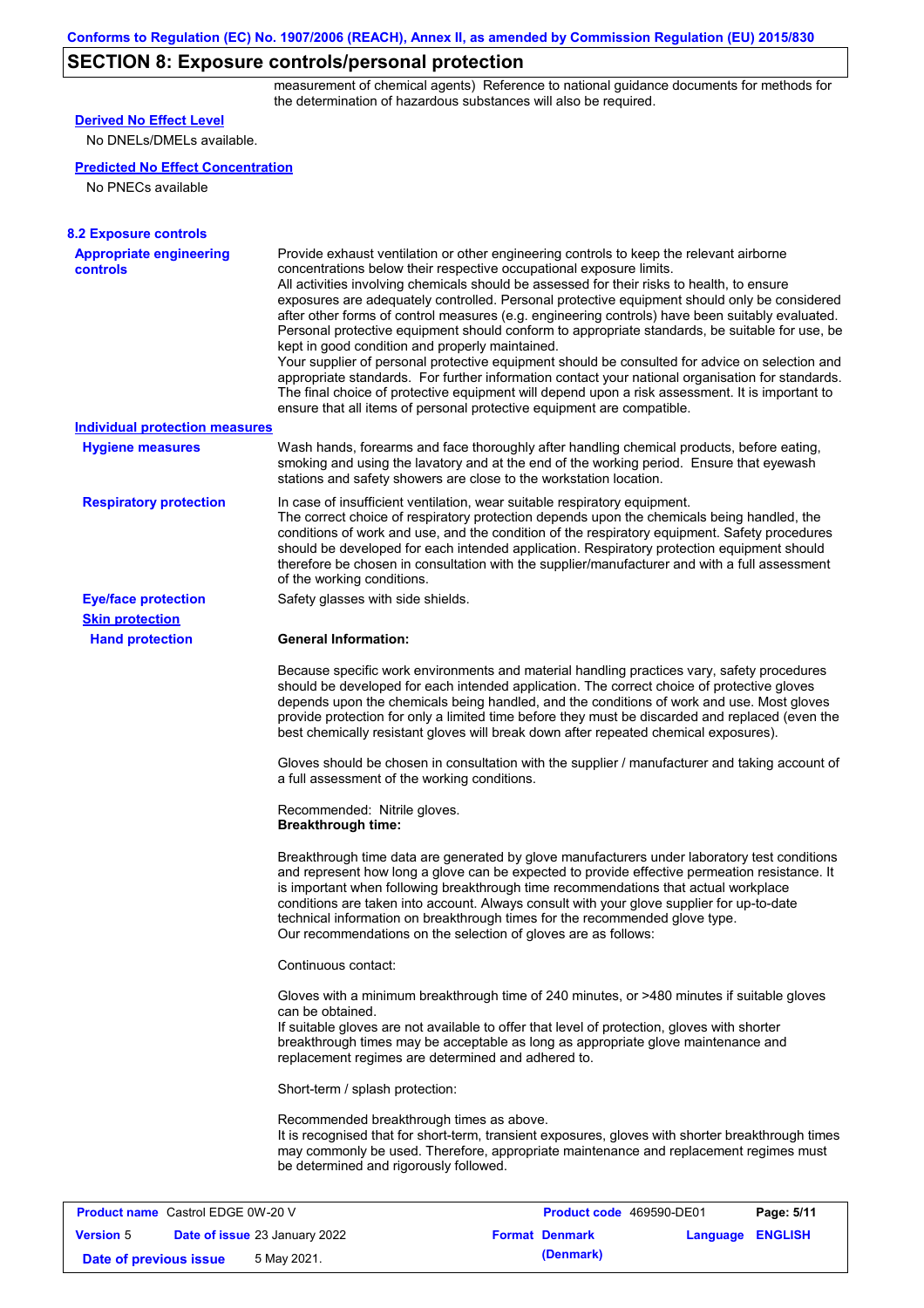## SECTION 8: Exposure controls/personal protection

measurement of chemical agents) Reference to national guidance documents for methods for the determination of hazardous substances will also be required.

**Derived No Effect Level**

No DNELs/DMELs available.

**Predicted No Effect Concentration**

No PNECs available

### 8.2 Exposure controls

**Appropriate engineering controls**

Provide exhaust ventilation or other engineering controls to keep the relevant airborne concentrations below their respective occupational exposure limits.
All activities involving chemicals should be assessed for their risks to health, to ensure exposures are adequately controlled. Personal protective equipment should only be considered after other forms of control measures (e.g. engineering controls) have been suitably evaluated. Personal protective equipment should conform to appropriate standards, be suitable for use, be kept in good condition and properly maintained.
Your supplier of personal protective equipment should be consulted for advice on selection and appropriate standards. For further information contact your national organisation for standards. The final choice of protective equipment will depend upon a risk assessment. It is important to ensure that all items of personal protective equipment are compatible.

**Individual protection measures**

**Hygiene measures**

Wash hands, forearms and face thoroughly after handling chemical products, before eating, smoking and using the lavatory and at the end of the working period. Ensure that eyewash stations and safety showers are close to the workstation location.

**Respiratory protection**

In case of insufficient ventilation, wear suitable respiratory equipment.
The correct choice of respiratory protection depends upon the chemicals being handled, the conditions of work and use, and the condition of the respiratory equipment. Safety procedures should be developed for each intended application. Respiratory protection equipment should therefore be chosen in consultation with the supplier/manufacturer and with a full assessment of the working conditions.

**Eye/face protection**

Safety glasses with side shields.

**Skin protection**

**Hand protection**

**General Information:**

Because specific work environments and material handling practices vary, safety procedures should be developed for each intended application. The correct choice of protective gloves depends upon the chemicals being handled, and the conditions of work and use. Most gloves provide protection for only a limited time before they must be discarded and replaced (even the best chemically resistant gloves will break down after repeated chemical exposures).

Gloves should be chosen in consultation with the supplier / manufacturer and taking account of a full assessment of the working conditions.

Recommended: Nitrile gloves.
**Breakthrough time:**

Breakthrough time data are generated by glove manufacturers under laboratory test conditions and represent how long a glove can be expected to provide effective permeation resistance. It is important when following breakthrough time recommendations that actual workplace conditions are taken into account. Always consult with your glove supplier for up-to-date technical information on breakthrough times for the recommended glove type.
Our recommendations on the selection of gloves are as follows:

Continuous contact:

Gloves with a minimum breakthrough time of 240 minutes, or >480 minutes if suitable gloves can be obtained.
If suitable gloves are not available to offer that level of protection, gloves with shorter breakthrough times may be acceptable as long as appropriate glove maintenance and replacement regimes are determined and adhered to.

Short-term / splash protection:

Recommended breakthrough times as above.
It is recognised that for short-term, transient exposures, gloves with shorter breakthrough times may commonly be used. Therefore, appropriate maintenance and replacement regimes must be determined and rigorously followed.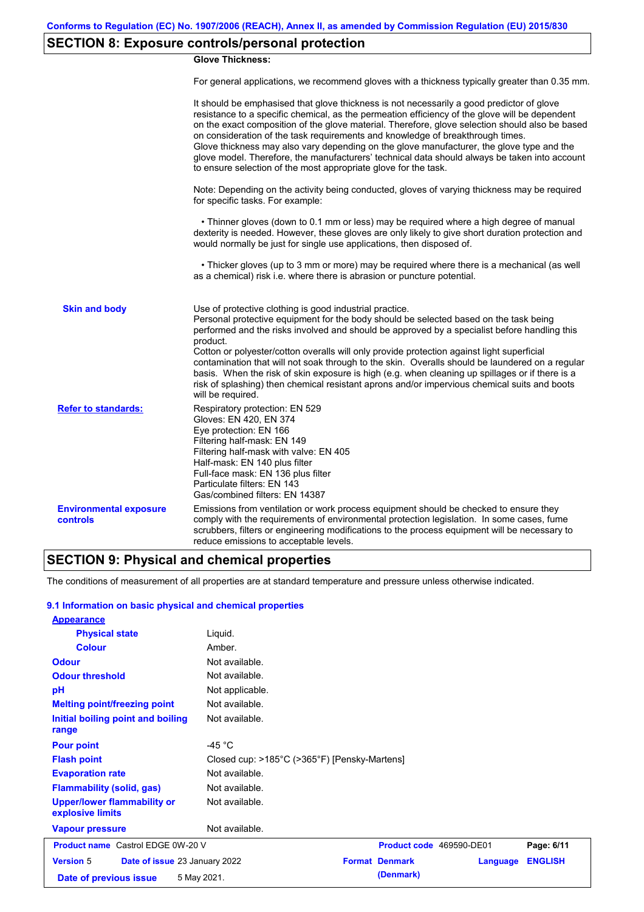## SECTION 8: Exposure controls/personal protection

**Glove Thickness:**

For general applications, we recommend gloves with a thickness typically greater than 0.35 mm.

It should be emphasised that glove thickness is not necessarily a good predictor of glove resistance to a specific chemical, as the permeation efficiency of the glove will be dependent on the exact composition of the glove material. Therefore, glove selection should also be based on consideration of the task requirements and knowledge of breakthrough times.
Glove thickness may also vary depending on the glove manufacturer, the glove type and the glove model. Therefore, the manufacturers' technical data should always be taken into account to ensure selection of the most appropriate glove for the task.

Note: Depending on the activity being conducted, gloves of varying thickness may be required for specific tasks. For example:

- Thinner gloves (down to 0.1 mm or less) may be required where a high degree of manual dexterity is needed. However, these gloves are only likely to give short duration protection and would normally be just for single use applications, then disposed of.

- Thicker gloves (up to 3 mm or more) may be required where there is a mechanical (as well as a chemical) risk i.e. where there is abrasion or puncture potential.

**Skin and body**

Use of protective clothing is good industrial practice.
Personal protective equipment for the body should be selected based on the task being performed and the risks involved and should be approved by a specialist before handling this product.
Cotton or polyester/cotton overalls will only provide protection against light superficial contamination that will not soak through to the skin. Overalls should be laundered on a regular basis. When the risk of skin exposure is high (e.g. when cleaning up spillages or if there is a risk of splashing) then chemical resistant aprons and/or impervious chemical suits and boots will be required.

**Refer to standards:**

Respiratory protection: EN 529
Gloves: EN 420, EN 374
Eye protection: EN 166
Filtering half-mask: EN 149
Filtering half-mask with valve: EN 405
Half-mask: EN 140 plus filter
Full-face mask: EN 136 plus filter
Particulate filters: EN 143
Gas/combined filters: EN 14387

**Environmental exposure controls**

Emissions from ventilation or work process equipment should be checked to ensure they comply with the requirements of environmental protection legislation. In some cases, fume scrubbers, filters or engineering modifications to the process equipment will be necessary to reduce emissions to acceptable levels.

## SECTION 9: Physical and chemical properties

The conditions of measurement of all properties are at standard temperature and pressure unless otherwise indicated.

### 9.1 Information on basic physical and chemical properties

| Property | Value |
|---|---|
| **Appearance** | |
| Physical state | Liquid. |
| Colour | Amber. |
| Odour | Not available. |
| Odour threshold | Not available. |
| pH | Not applicable. |
| Melting point/freezing point | Not available. |
| Initial boiling point and boiling range | Not available. |
| Pour point | -45 °C |
| Flash point | Closed cup: >185°C (>365°F) [Pensky-Martens] |
| Evaporation rate | Not available. |
| Flammability (solid, gas) | Not available. |
| Upper/lower flammability or explosive limits | Not available. |
| Vapour pressure | Not available. |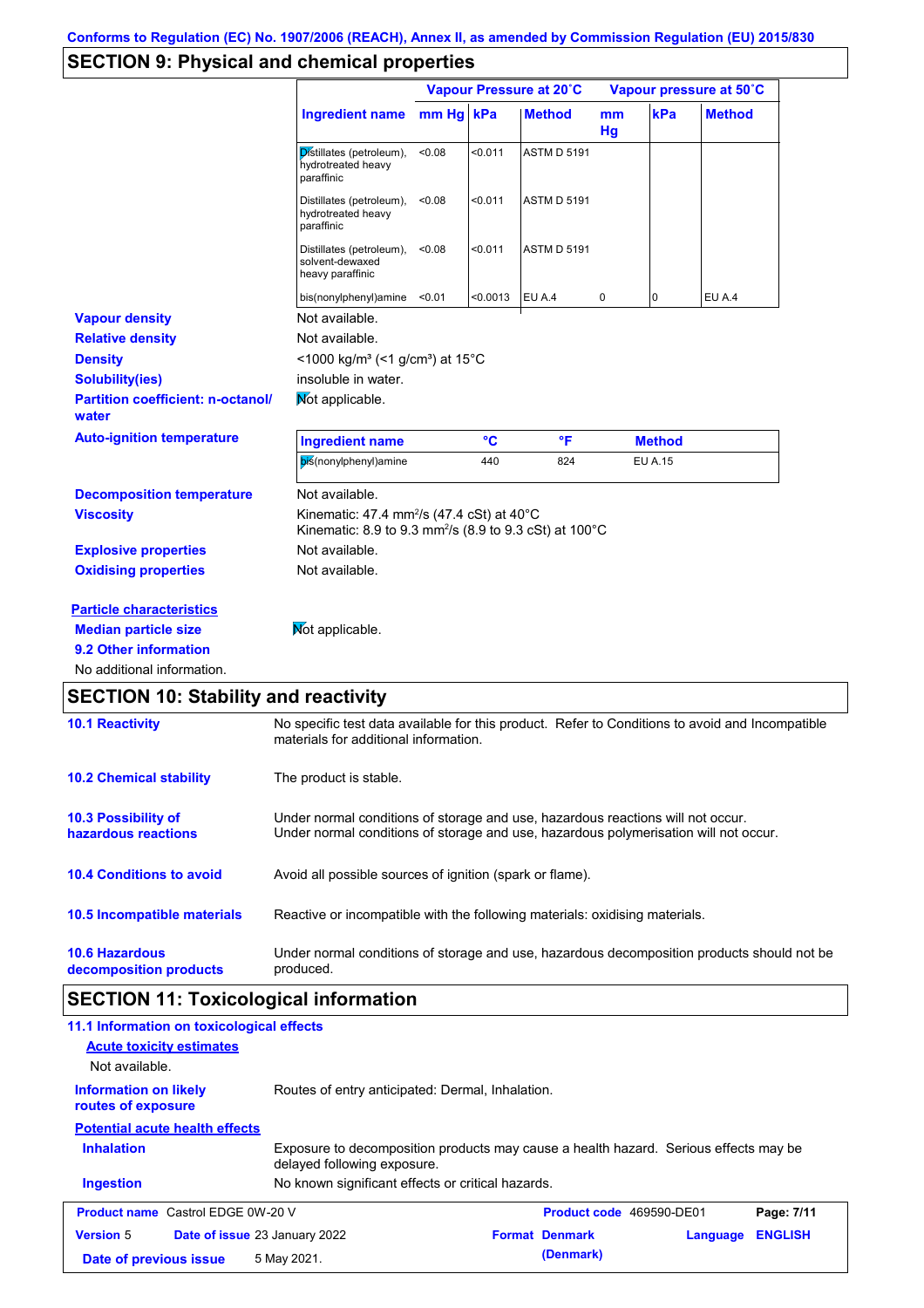Conforms to Regulation (EC) No. 1907/2006 (REACH), Annex II, as amended by Commission Regulation (EU) 2015/830

## SECTION 9: Physical and chemical properties

| | Vapour Pressure at 20˚C | | | Vapour pressure at 50˚C | | |
|---|---|---|---|---|---|---|
| **Ingredient name** | **mm Hg** | **kPa** | **Method** | **mm Hg** | **kPa** | **Method** |
| Distillates (petroleum), hydrotreated heavy paraffinic | <0.08 | <0.011 | ASTM D 5191 | | | |
| Distillates (petroleum), hydrotreated heavy paraffinic | <0.08 | <0.011 | ASTM D 5191 | | | |
| Distillates (petroleum), solvent-dewaxed heavy paraffinic | <0.08 | <0.011 | ASTM D 5191 | | | |
| bis(nonylphenyl)amine | <0.01 | <0.0013 | EU A.4 | 0 | 0 | EU A.4 |

**Vapour density** Not available.

**Relative density** Not available.

**Density** <1000 kg/m³ (<1 g/cm³) at 15°C

**Solubility(ies)** insoluble in water.

**Partition coefficient: n-octanol/ water** Not applicable.

**Auto-ignition temperature**

| Ingredient name | °C | °F | Method |
|---|---|---|---|
| bis(nonylphenyl)amine | 440 | 824 | EU A.15 |

**Decomposition temperature** Not available.

**Viscosity** Kinematic: 47.4 mm²/s (47.4 cSt) at 40°C
Kinematic: 8.9 to 9.3 mm²/s (8.9 to 9.3 cSt) at 100°C

**Explosive properties** Not available.

**Oxidising properties** Not available.

**Particle characteristics**

**Median particle size** Not applicable.

**9.2 Other information**

No additional information.

## SECTION 10: Stability and reactivity

**10.1 Reactivity** No specific test data available for this product. Refer to Conditions to avoid and Incompatible materials for additional information.

**10.2 Chemical stability** The product is stable.

**10.3 Possibility of hazardous reactions** Under normal conditions of storage and use, hazardous reactions will not occur.
Under normal conditions of storage and use, hazardous polymerisation will not occur.

**10.4 Conditions to avoid** Avoid all possible sources of ignition (spark or flame).

**10.5 Incompatible materials** Reactive or incompatible with the following materials: oxidising materials.

**10.6 Hazardous decomposition products** Under normal conditions of storage and use, hazardous decomposition products should not be produced.

## SECTION 11: Toxicological information

**11.1 Information on toxicological effects**

**Acute toxicity estimates**

Not available.

**Information on likely routes of exposure** Routes of entry anticipated: Dermal, Inhalation.

**Potential acute health effects**

**Inhalation** Exposure to decomposition products may cause a health hazard. Serious effects may be delayed following exposure.

**Ingestion** No known significant effects or critical hazards.

| **Product name** Castrol EDGE 0W-20 V | **Product code** 469590-DE01 | **Page: 7/11** |
|---|---|---|
| **Version** 5 **Date of issue** 23 January 2022 | **Format** Denmark (Denmark) | **Language** ENGLISH |
| **Date of previous issue** 5 May 2021. | | |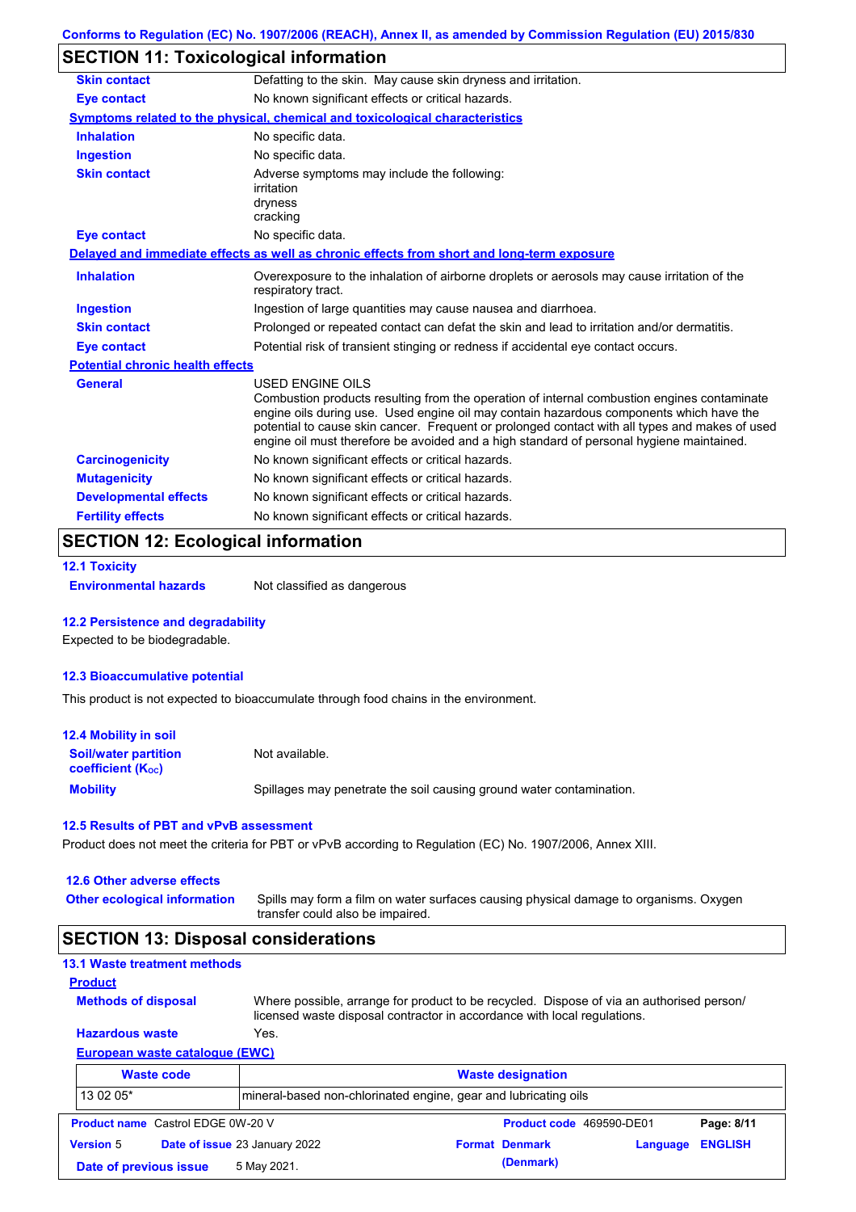## SECTION 11: Toxicological information

| | |
|---|---|
| **Skin contact** | Defatting to the skin. May cause skin dryness and irritation. |
| **Eye contact** | No known significant effects or critical hazards. |

**Symptoms related to the physical, chemical and toxicological characteristics**

| | |
|---|---|
| **Inhalation** | No specific data. |
| **Ingestion** | No specific data. |
| **Skin contact** | Adverse symptoms may include the following: irritation dryness cracking |
| **Eye contact** | No specific data. |

**Delayed and immediate effects as well as chronic effects from short and long-term exposure**

| | |
|---|---|
| **Inhalation** | Overexposure to the inhalation of airborne droplets or aerosols may cause irritation of the respiratory tract. |
| **Ingestion** | Ingestion of large quantities may cause nausea and diarrhoea. |
| **Skin contact** | Prolonged or repeated contact can defat the skin and lead to irritation and/or dermatitis. |
| **Eye contact** | Potential risk of transient stinging or redness if accidental eye contact occurs. |

**Potential chronic health effects**

| | |
|---|---|
| **General** | USED ENGINE OILS Combustion products resulting from the operation of internal combustion engines contaminate engine oils during use. Used engine oil may contain hazardous components which have the potential to cause skin cancer. Frequent or prolonged contact with all types and makes of used engine oil must therefore be avoided and a high standard of personal hygiene maintained. |
| **Carcinogenicity** | No known significant effects or critical hazards. |
| **Mutagenicity** | No known significant effects or critical hazards. |
| **Developmental effects** | No known significant effects or critical hazards. |
| **Fertility effects** | No known significant effects or critical hazards. |

## SECTION 12: Ecological information

### 12.1 Toxicity

**Environmental hazards** Not classified as dangerous

### 12.2 Persistence and degradability

Expected to be biodegradable.

### 12.3 Bioaccumulative potential

This product is not expected to bioaccumulate through food chains in the environment.

### 12.4 Mobility in soil

| | |
|---|---|
| **Soil/water partition coefficient ($K_{OC}$)** | Not available. |
| **Mobility** | Spillages may penetrate the soil causing ground water contamination. |

### 12.5 Results of PBT and vPvB assessment

Product does not meet the criteria for PBT or vPvB according to Regulation (EC) No. 1907/2006, Annex XIII.

### 12.6 Other adverse effects

**Other ecological information** Spills may form a film on water surfaces causing physical damage to organisms. Oxygen transfer could also be impaired.

## SECTION 13: Disposal considerations

### 13.1 Waste treatment methods

**Product**

| | |
|---|---|
| **Methods of disposal** | Where possible, arrange for product to be recycled. Dispose of via an authorised person/ licensed waste disposal contractor in accordance with local regulations. |
| **Hazardous waste** | Yes. |

**European waste catalogue (EWC)**

| Waste code | Waste designation |
|---|---|
| 13 02 05* | mineral-based non-chlorinated engine, gear and lubricating oils |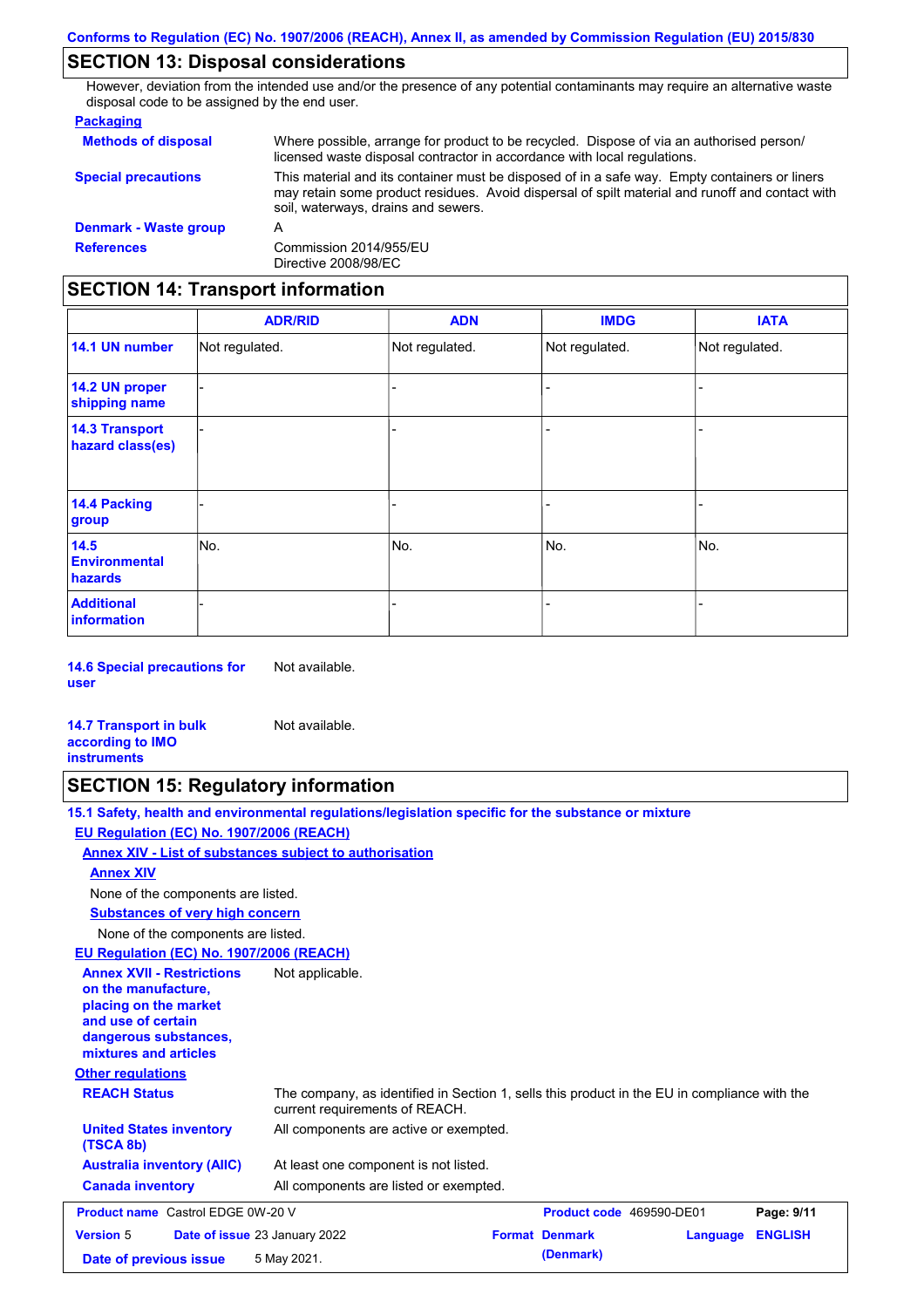## SECTION 13: Disposal considerations

However, deviation from the intended use and/or the presence of any potential contaminants may require an alternative waste disposal code to be assigned by the end user.

**Packaging**

**Methods of disposal**: Where possible, arrange for product to be recycled. Dispose of via an authorised person/ licensed waste disposal contractor in accordance with local regulations.

**Special precautions**: This material and its container must be disposed of in a safe way. Empty containers or liners may retain some product residues. Avoid dispersal of spilt material and runoff and contact with soil, waterways, drains and sewers.

**Denmark - Waste group**: A

**References**: Commission 2014/955/EU
Directive 2008/98/EC

## SECTION 14: Transport information

| | ADR/RID | ADN | IMDG | IATA |
|---|---|---|---|---|
| **14.1 UN number** | Not regulated. | Not regulated. | Not regulated. | Not regulated. |
| **14.2 UN proper shipping name** | - | - | - | - |
| **14.3 Transport hazard class(es)** | - | - | - | - |
| **14.4 Packing group** | - | - | - | - |
| **14.5 Environmental hazards** | No. | No. | No. | No. |
| **Additional information** | - | - | - | - |

**14.6 Special precautions for user**: Not available.

**14.7 Transport in bulk according to IMO instruments**: Not available.

## SECTION 15: Regulatory information

**15.1 Safety, health and environmental regulations/legislation specific for the substance or mixture**

**EU Regulation (EC) No. 1907/2006 (REACH)**

**Annex XIV - List of substances subject to authorisation**

**Annex XIV**

None of the components are listed.

**Substances of very high concern**

None of the components are listed.

**EU Regulation (EC) No. 1907/2006 (REACH)**

**Annex XVII - Restrictions on the manufacture, placing on the market and use of certain dangerous substances, mixtures and articles**: Not applicable.

**Other regulations**

**REACH Status**: The company, as identified in Section 1, sells this product in the EU in compliance with the current requirements of REACH.

**United States inventory (TSCA 8b)**: All components are active or exempted.

**Australia inventory (AIIC)**: At least one component is not listed.

**Canada inventory**: All components are listed or exempted.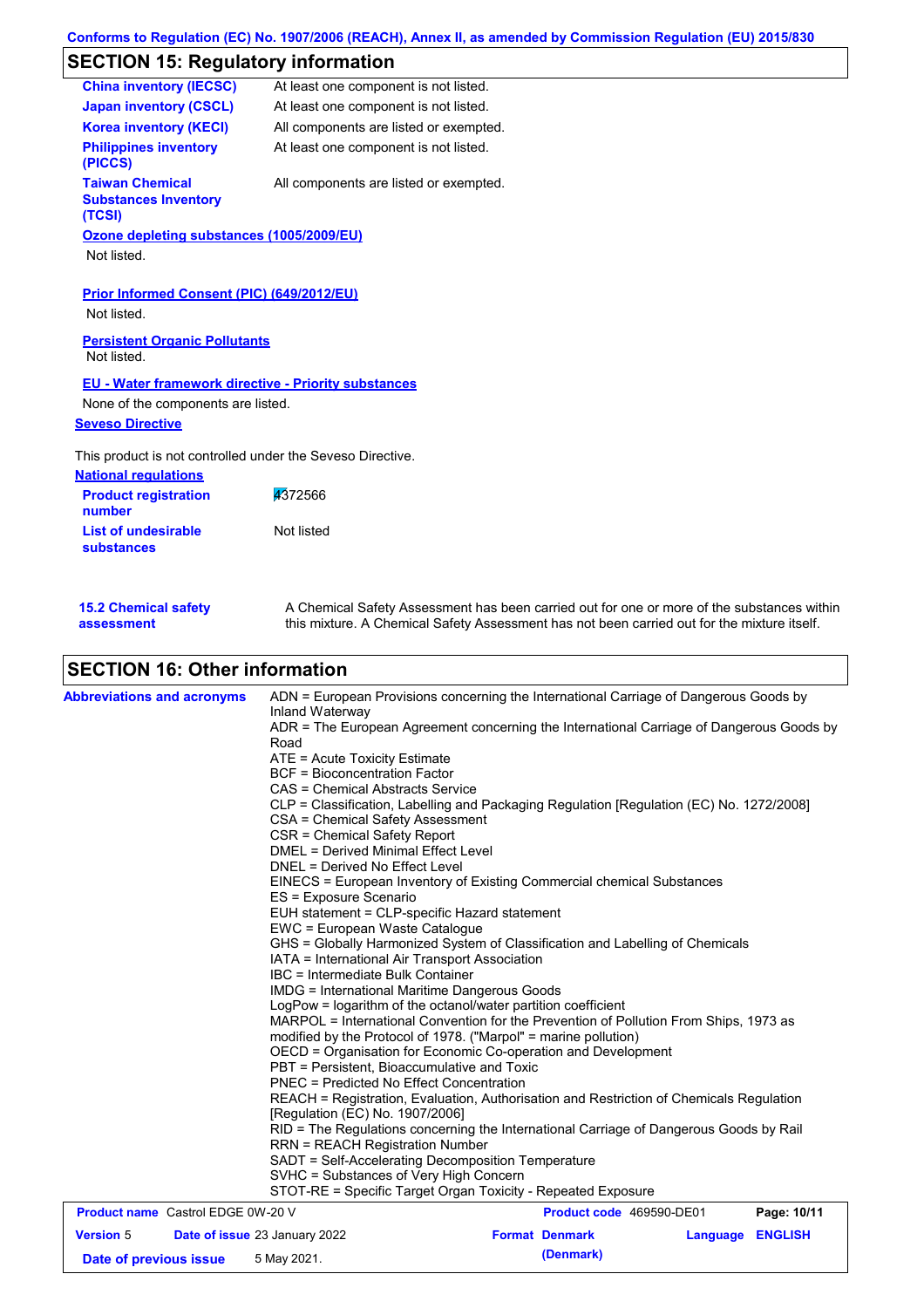## SECTION 15: Regulatory information

| | |
|---|---|
| **China inventory (IECSC)** | At least one component is not listed. |
| **Japan inventory (CSCL)** | At least one component is not listed. |
| **Korea inventory (KECI)** | All components are listed or exempted. |
| **Philippines inventory (PICCS)** | At least one component is not listed. |
| **Taiwan Chemical Substances Inventory (TCSI)** | All components are listed or exempted. |

**Ozone depleting substances (1005/2009/EU)**

Not listed.

**Prior Informed Consent (PIC) (649/2012/EU)**

Not listed.

**Persistent Organic Pollutants**

Not listed.

**EU - Water framework directive - Priority substances**

None of the components are listed.

**Seveso Directive**

This product is not controlled under the Seveso Directive.

**National regulations**

| | |
|---|---|
| **Product registration number** | 4372566 |
| **List of undesirable substances** | Not listed |

**15.2 Chemical safety assessment**: A Chemical Safety Assessment has been carried out for one or more of the substances within this mixture. A Chemical Safety Assessment has not been carried out for the mixture itself.

## SECTION 16: Other information

**Abbreviations and acronyms**

ADN = European Provisions concerning the International Carriage of Dangerous Goods by Inland Waterway
ADR = The European Agreement concerning the International Carriage of Dangerous Goods by Road
ATE = Acute Toxicity Estimate
BCF = Bioconcentration Factor
CAS = Chemical Abstracts Service
CLP = Classification, Labelling and Packaging Regulation [Regulation (EC) No. 1272/2008]
CSA = Chemical Safety Assessment
CSR = Chemical Safety Report
DMEL = Derived Minimal Effect Level
DNEL = Derived No Effect Level
EINECS = European Inventory of Existing Commercial chemical Substances
ES = Exposure Scenario
EUH statement = CLP-specific Hazard statement
EWC = European Waste Catalogue
GHS = Globally Harmonized System of Classification and Labelling of Chemicals
IATA = International Air Transport Association
IBC = Intermediate Bulk Container
IMDG = International Maritime Dangerous Goods
LogPow = logarithm of the octanol/water partition coefficient
MARPOL = International Convention for the Prevention of Pollution From Ships, 1973 as modified by the Protocol of 1978. ("Marpol" = marine pollution)
OECD = Organisation for Economic Co-operation and Development
PBT = Persistent, Bioaccumulative and Toxic
PNEC = Predicted No Effect Concentration
REACH = Registration, Evaluation, Authorisation and Restriction of Chemicals Regulation [Regulation (EC) No. 1907/2006]
RID = The Regulations concerning the International Carriage of Dangerous Goods by Rail
RRN = REACH Registration Number
SADT = Self-Accelerating Decomposition Temperature
SVHC = Substances of Very High Concern
STOT-RE = Specific Target Organ Toxicity - Repeated Exposure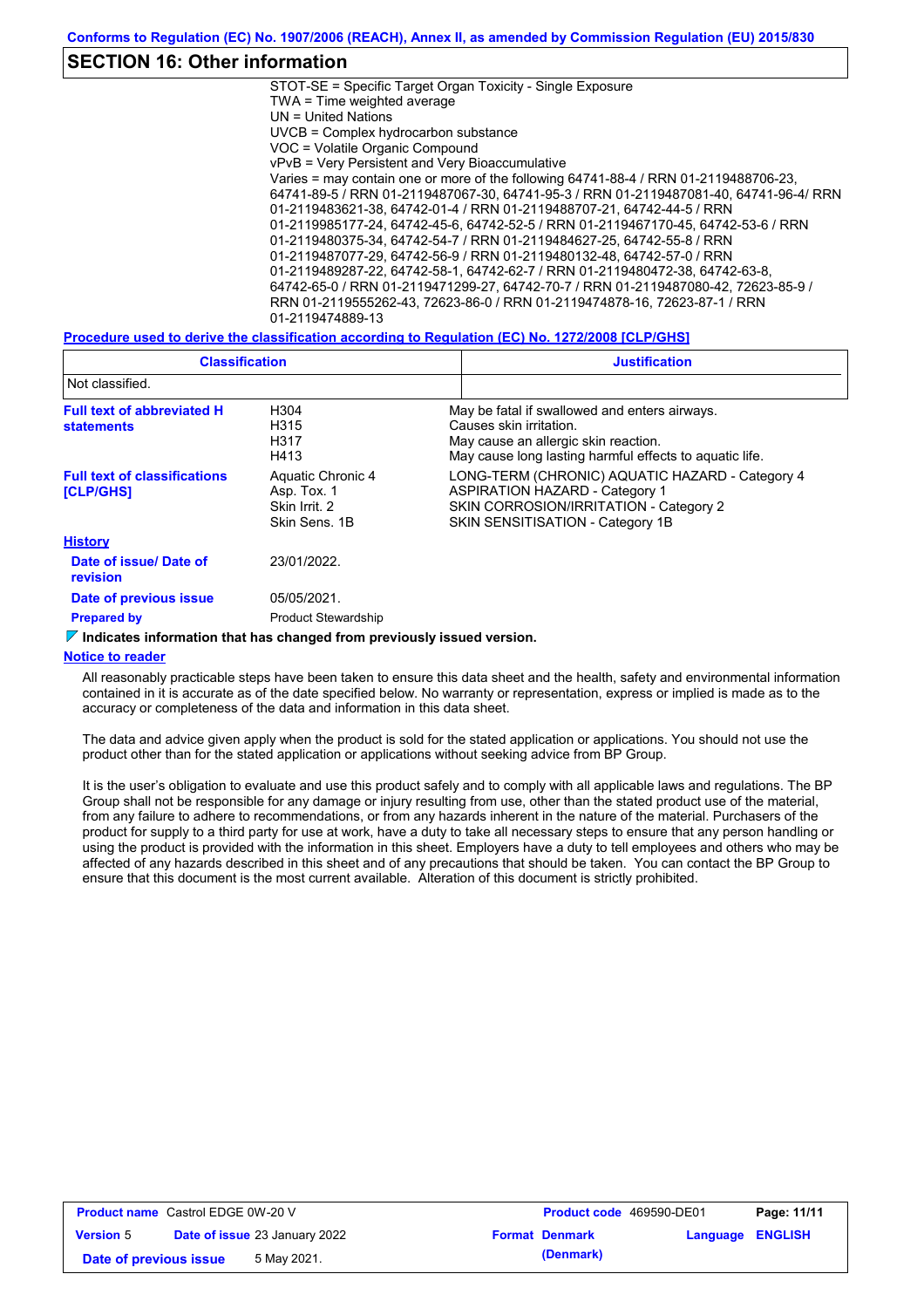## SECTION 16: Other information

STOT-SE = Specific Target Organ Toxicity - Single Exposure
TWA = Time weighted average
UN = United Nations
UVCB = Complex hydrocarbon substance
VOC = Volatile Organic Compound
vPvB = Very Persistent and Very Bioaccumulative
Varies = may contain one or more of the following 64741-88-4 / RRN 01-2119488706-23, 64741-89-5 / RRN 01-2119487067-30, 64741-95-3 / RRN 01-2119487081-40, 64741-96-4/ RRN 01-2119483621-38, 64742-01-4 / RRN 01-2119488707-21, 64742-44-5 / RRN 01-2119985177-24, 64742-45-6, 64742-52-5 / RRN 01-2119467170-45, 64742-53-6 / RRN 01-2119480375-34, 64742-54-7 / RRN 01-2119484627-25, 64742-55-8 / RRN 01-2119487077-29, 64742-56-9 / RRN 01-2119480132-48, 64742-57-0 / RRN 01-2119489287-22, 64742-58-1, 64742-62-7 / RRN 01-2119480472-38, 64742-63-8, 64742-65-0 / RRN 01-2119471299-27, 64742-70-7 / RRN 01-2119487080-42, 72623-85-9 / RRN 01-2119555262-43, 72623-86-0 / RRN 01-2119474878-16, 72623-87-1 / RRN 01-2119474889-13

**Procedure used to derive the classification according to Regulation (EC) No. 1272/2008 [CLP/GHS]**

| Classification | Justification |
|---|---|
| Not classified. | |

**Full text of abbreviated H statements**

| | | |
|---|---|---|
| H304 | May be fatal if swallowed and enters airways. |
| H315 | Causes skin irritation. |
| H317 | May cause an allergic skin reaction. |
| H413 | May cause long lasting harmful effects to aquatic life. |

**Full text of classifications [CLP/GHS]**

| | |
|---|---|
| Aquatic Chronic 4 | LONG-TERM (CHRONIC) AQUATIC HAZARD - Category 4 |
| Asp. Tox. 1 | ASPIRATION HAZARD - Category 1 |
| Skin Irrit. 2 | SKIN CORROSION/IRRITATION - Category 2 |
| Skin Sens. 1B | SKIN SENSITISATION - Category 1B |

**History**

**Date of issue/ Date of revision**: 23/01/2022.

**Date of previous issue**: 05/05/2021.

**Prepared by**: Product Stewardship

**Indicates information that has changed from previously issued version.**

**Notice to reader**

All reasonably practicable steps have been taken to ensure this data sheet and the health, safety and environmental information contained in it is accurate as of the date specified below. No warranty or representation, express or implied is made as to the accuracy or completeness of the data and information in this data sheet.

The data and advice given apply when the product is sold for the stated application or applications. You should not use the product other than for the stated application or applications without seeking advice from BP Group.

It is the user's obligation to evaluate and use this product safely and to comply with all applicable laws and regulations. The BP Group shall not be responsible for any damage or injury resulting from use, other than the stated product use of the material, from any failure to adhere to recommendations, or from any hazards inherent in the nature of the material. Purchasers of the product for supply to a third party for use at work, have a duty to take all necessary steps to ensure that any person handling or using the product is provided with the information in this sheet. Employers have a duty to tell employees and others who may be affected of any hazards described in this sheet and of any precautions that should be taken. You can contact the BP Group to ensure that this document is the most current available. Alteration of this document is strictly prohibited.